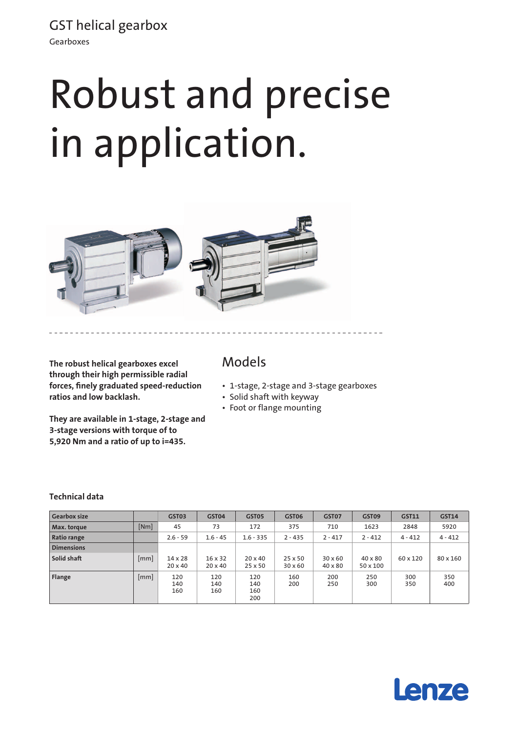GST helical gearbox

Gearboxes

# Robust and precise in application.

**The robust helical gearboxes excel through their high permissible radial forces, finely graduated speed-reduction ratios and low backlash.**

**They are available in 1-stage, 2-stage and 3-stage versions with torque of to 5,920 Nm and a ratio of up to i=435.**

## Models

- 1-stage, 2-stage and 3-stage gearboxes
- Solid shaft with keyway
- Foot or flange mounting

### Technical data

| Gearbox size | | GST03 | GST04 | GST05 | GST06 | GST07 | GST09 | GST11 | GST14 |
|---|---|---|---|---|---|---|---|---|---|
| Max. torque | [Nm] | 45 | 73 | 172 | 375 | 710 | 1623 | 2848 | 5920 |
| Ratio range | | 2.6 - 59 | 1.6 - 45 | 1.6 - 335 | 2 - 435 | 2 - 417 | 2 - 412 | 4 - 412 | 4 - 412 |
| Dimensions | | | | | | | | | |
| Solid shaft | [mm] | 14 x 28<br>20 x 40 | 16 x 32<br>20 x 40 | 20 x 40<br>25 x 50 | 25 x 50<br>30 x 60 | 30 x 60<br>40 x 80 | 40 x 80<br>50 x 100 | 60 x 120 | 80 x 160 |
| Flange | [mm] | 120<br>140<br>160 | 120<br>140<br>160 | 120<br>140<br>160<br>200 | 160<br>200 | 200<br>250 | 250<br>300 | 300<br>350 | 350<br>400 |

Lenze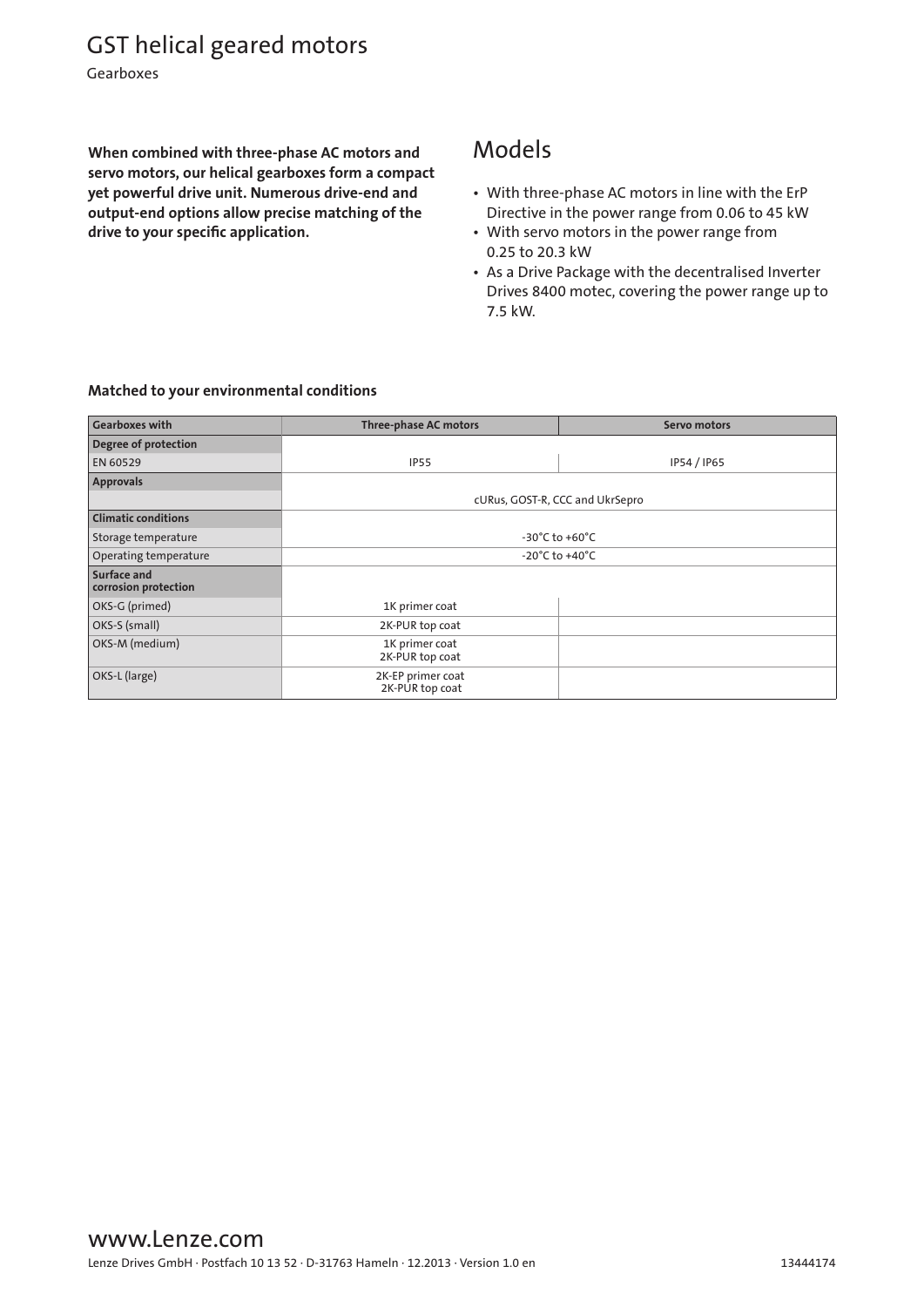# GST helical geared motors

Gearboxes

**When combined with three-phase AC motors and servo motors, our helical gearboxes form a compact yet powerful drive unit. Numerous drive-end and output-end options allow precise matching of the drive to your specific application.**

## Models

- With three-phase AC motors in line with the ErP Directive in the power range from 0.06 to 45 kW
- With servo motors in the power range from 0.25 to 20.3 kW
- As a Drive Package with the decentralised Inverter Drives 8400 motec, covering the power range up to 7.5 kW.

**Matched to your environmental conditions**

| Gearboxes with | Three-phase AC motors | Servo motors |
|---|---|---|
| **Degree of protection** | | |
| EN 60529 | IP55 | IP54 / IP65 |
| **Approvals** | | |
| | cURus, GOST-R, CCC and UkrSepro | |
| **Climatic conditions** | | |
| Storage temperature | -30°C to +60°C | |
| Operating temperature | -20°C to +40°C | |
| **Surface and corrosion protection** | | |
| OKS-G (primed) | 1K primer coat | |
| OKS-S (small) | 2K-PUR top coat | |
| OKS-M (medium) | 1K primer coat<br>2K-PUR top coat | |
| OKS-L (large) | 2K-EP primer coat<br>2K-PUR top coat | |

www.Lenze.com

Lenze Drives GmbH · Postfach 10 13 52 · D-31763 Hameln · 12.2013 · Version 1.0 en 13444174